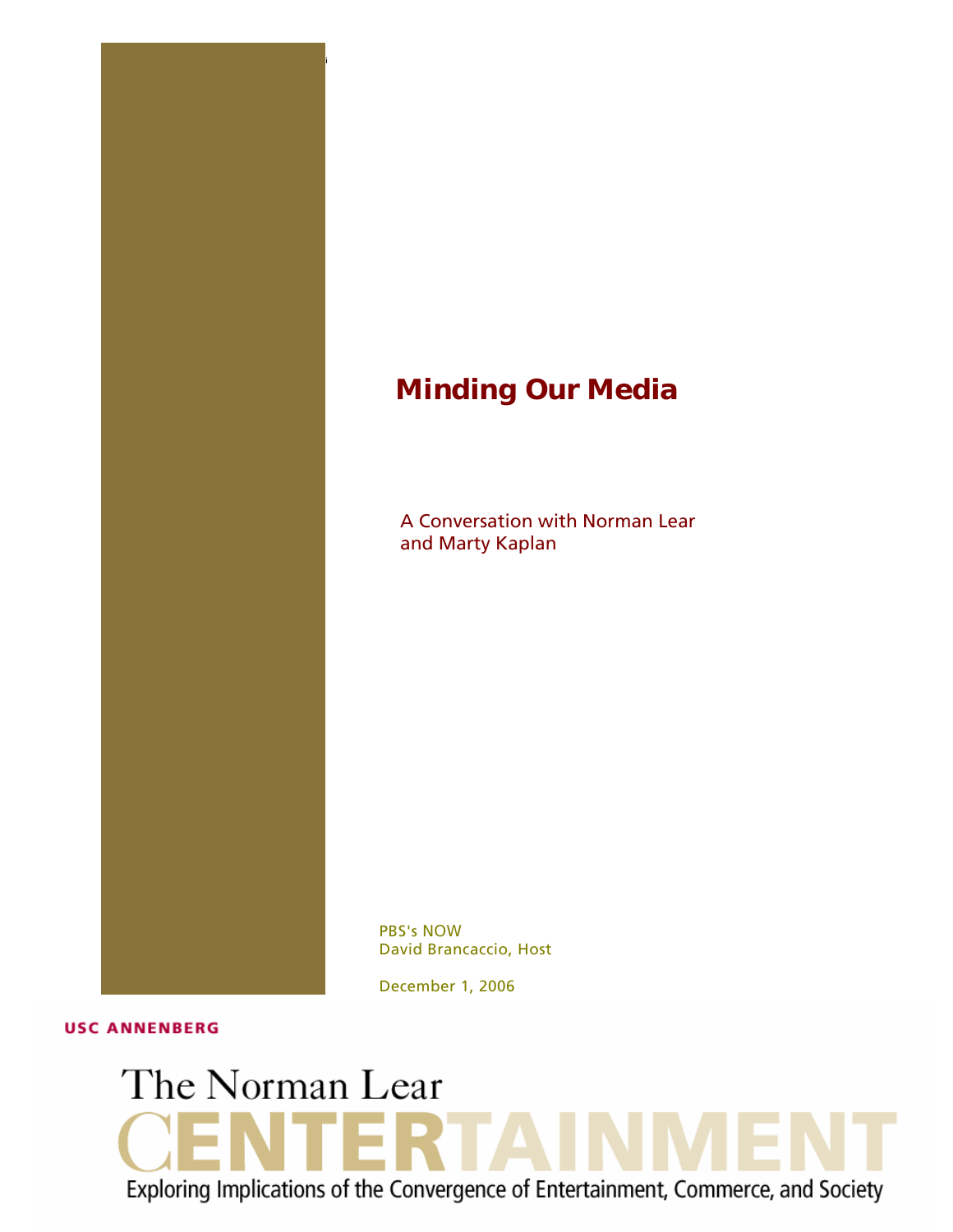# Minding Our Media

A Conversation with Norman Lear and Marty Kaplan

PBS's NOW
David Brancaccio, Host

December 1, 2006

USC ANNENBERG

The Norman Lear CENTERTAINMENT

Exploring Implications of the Convergence of Entertainment, Commerce, and Society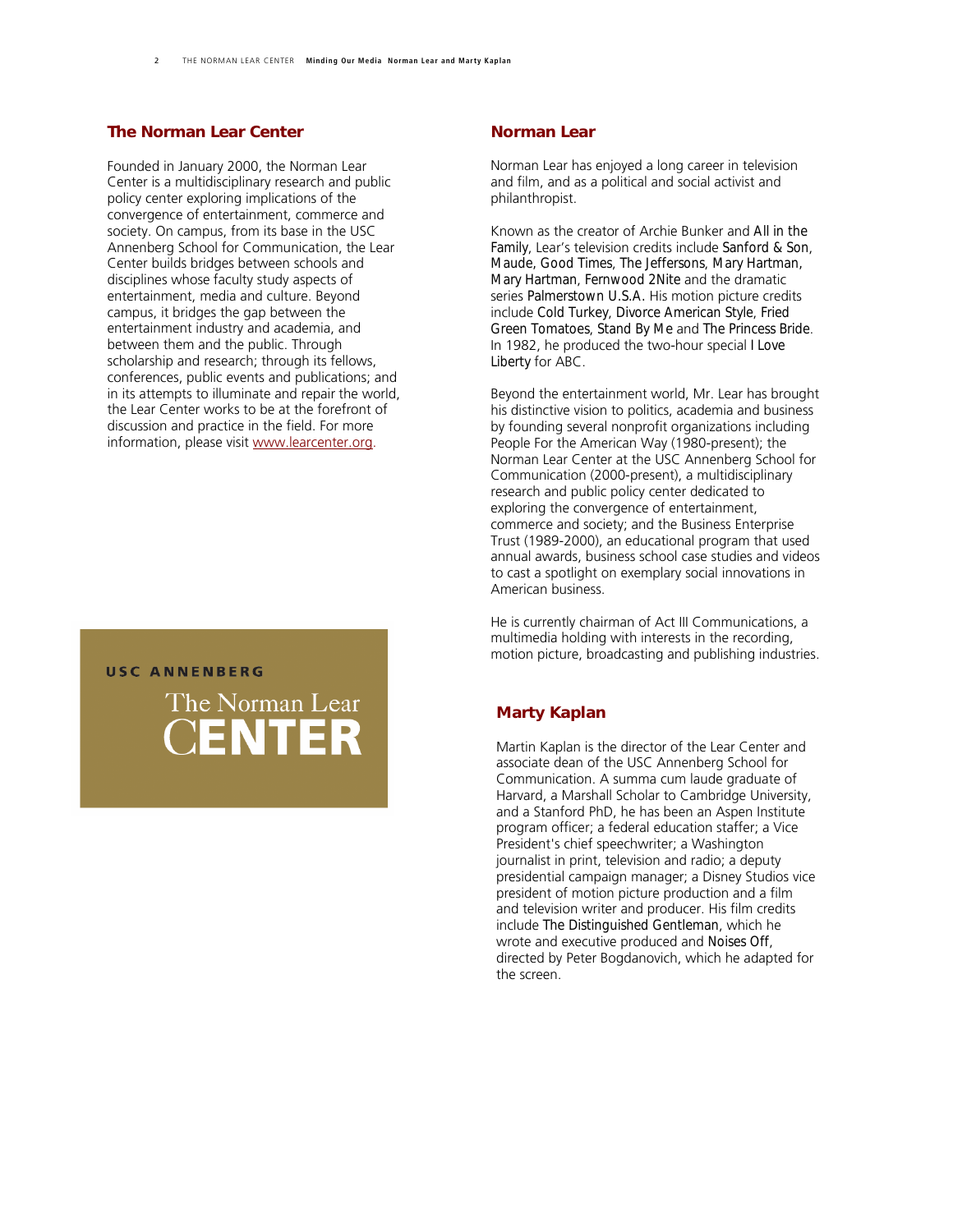## The Norman Lear Center

Founded in January 2000, the Norman Lear Center is a multidisciplinary research and public policy center exploring implications of the convergence of entertainment, commerce and society. On campus, from its base in the USC Annenberg School for Communication, the Lear Center builds bridges between schools and disciplines whose faculty study aspects of entertainment, media and culture. Beyond campus, it bridges the gap between the entertainment industry and academia, and between them and the public. Through scholarship and research; through its fellows, conferences, public events and publications; and in its attempts to illuminate and repair the world, the Lear Center works to be at the forefront of discussion and practice in the field. For more information, please visit www.learcenter.org.

USC ANNENBERG

The Norman Lear CENTER

## Norman Lear

Norman Lear has enjoyed a long career in television and film, and as a political and social activist and philanthropist.

Known as the creator of Archie Bunker and *All in the Family*, Lear's television credits include *Sanford & Son*, *Maude*, *Good Times*, *The Jeffersons*, *Mary Hartman, Mary Hartman*, *Fernwood 2Nite* and the dramatic series *Palmerstown U.S.A.* His motion picture credits include *Cold Turkey*, *Divorce American Style*, *Fried Green Tomatoes*, *Stand By Me* and *The Princess Bride*. In 1982, he produced the two-hour special *I Love Liberty* for ABC.

Beyond the entertainment world, Mr. Lear has brought his distinctive vision to politics, academia and business by founding several nonprofit organizations including People For the American Way (1980-present); the Norman Lear Center at the USC Annenberg School for Communication (2000-present), a multidisciplinary research and public policy center dedicated to exploring the convergence of entertainment, commerce and society; and the Business Enterprise Trust (1989-2000), an educational program that used annual awards, business school case studies and videos to cast a spotlight on exemplary social innovations in American business.

He is currently chairman of Act III Communications, a multimedia holding with interests in the recording, motion picture, broadcasting and publishing industries.

## Marty Kaplan

Martin Kaplan is the director of the Lear Center and associate dean of the USC Annenberg School for Communication. A summa cum laude graduate of Harvard, a Marshall Scholar to Cambridge University, and a Stanford PhD, he has been an Aspen Institute program officer; a federal education staffer; a Vice President's chief speechwriter; a Washington journalist in print, television and radio; a deputy presidential campaign manager; a Disney Studios vice president of motion picture production and a film and television writer and producer. His film credits include *The Distinguished Gentleman*, which he wrote and executive produced and *Noises Off*, directed by Peter Bogdanovich, which he adapted for the screen.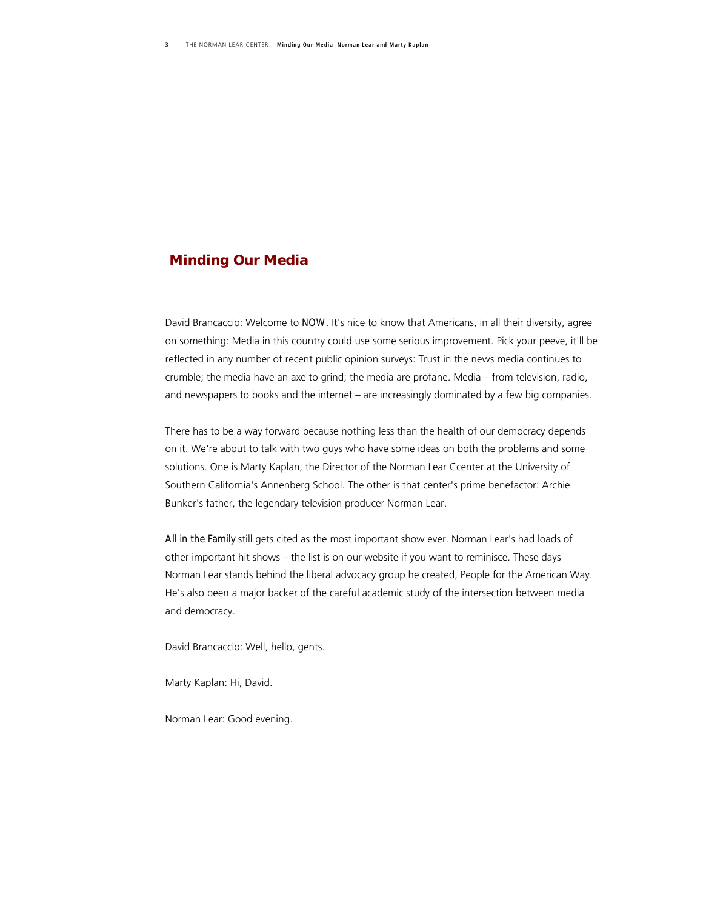## Minding Our Media

David Brancaccio: Welcome to NOW. It's nice to know that Americans, in all their diversity, agree on something: Media in this country could use some serious improvement. Pick your peeve, it'll be reflected in any number of recent public opinion surveys: Trust in the news media continues to crumble; the media have an axe to grind; the media are profane. Media – from television, radio, and newspapers to books and the internet – are increasingly dominated by a few big companies.

There has to be a way forward because nothing less than the health of our democracy depends on it. We're about to talk with two guys who have some ideas on both the problems and some solutions. One is Marty Kaplan, the Director of the Norman Lear Ccenter at the University of Southern California's Annenberg School. The other is that center's prime benefactor: Archie Bunker's father, the legendary television producer Norman Lear.

*All in the Family* still gets cited as the most important show ever. Norman Lear's had loads of other important hit shows – the list is on our website if you want to reminisce. These days Norman Lear stands behind the liberal advocacy group he created, People for the American Way. He's also been a major backer of the careful academic study of the intersection between media and democracy.

David Brancaccio: Well, hello, gents.

Marty Kaplan: Hi, David.

Norman Lear: Good evening.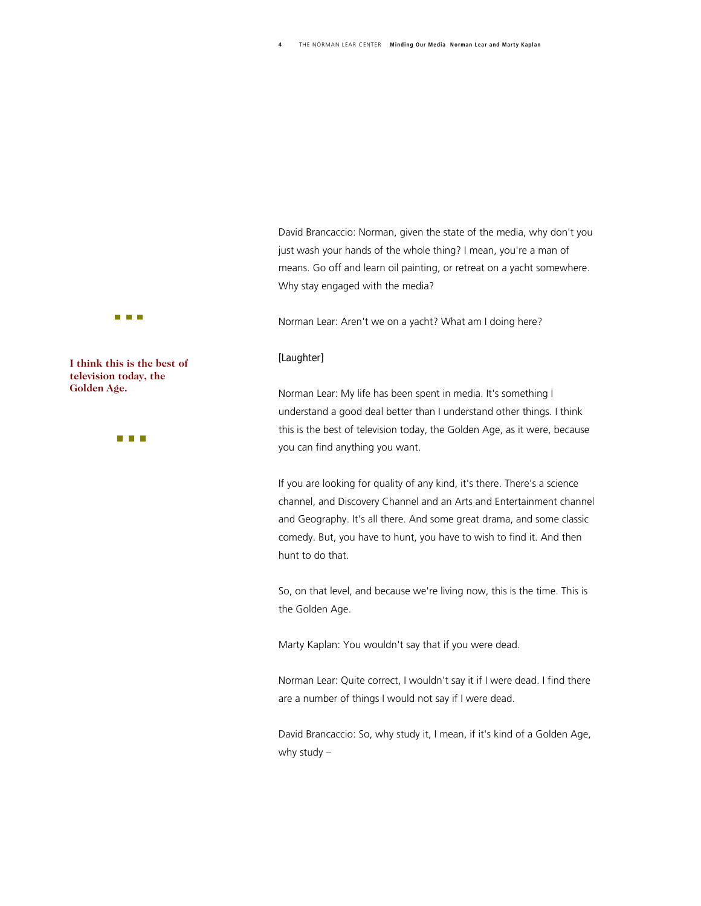David Brancaccio: Norman, given the state of the media, why don't you just wash your hands of the whole thing? I mean, you're a man of means. Go off and learn oil painting, or retreat on a yacht somewhere. Why stay engaged with the media?

Norman Lear: Aren't we on a yacht? What am I doing here?

> **I think this is the best of television today, the Golden Age.**

[Laughter]

Norman Lear: My life has been spent in media. It's something I understand a good deal better than I understand other things. I think this is the best of television today, the Golden Age, as it were, because you can find anything you want.

If you are looking for quality of any kind, it's there. There's a science channel, and Discovery Channel and an Arts and Entertainment channel and Geography. It's all there. And some great drama, and some classic comedy. But, you have to hunt, you have to wish to find it. And then hunt to do that.

So, on that level, and because we're living now, this is the time. This is the Golden Age.

Marty Kaplan: You wouldn't say that if you were dead.

Norman Lear: Quite correct, I wouldn't say it if I were dead. I find there are a number of things I would not say if I were dead.

David Brancaccio: So, why study it, I mean, if it's kind of a Golden Age, why study –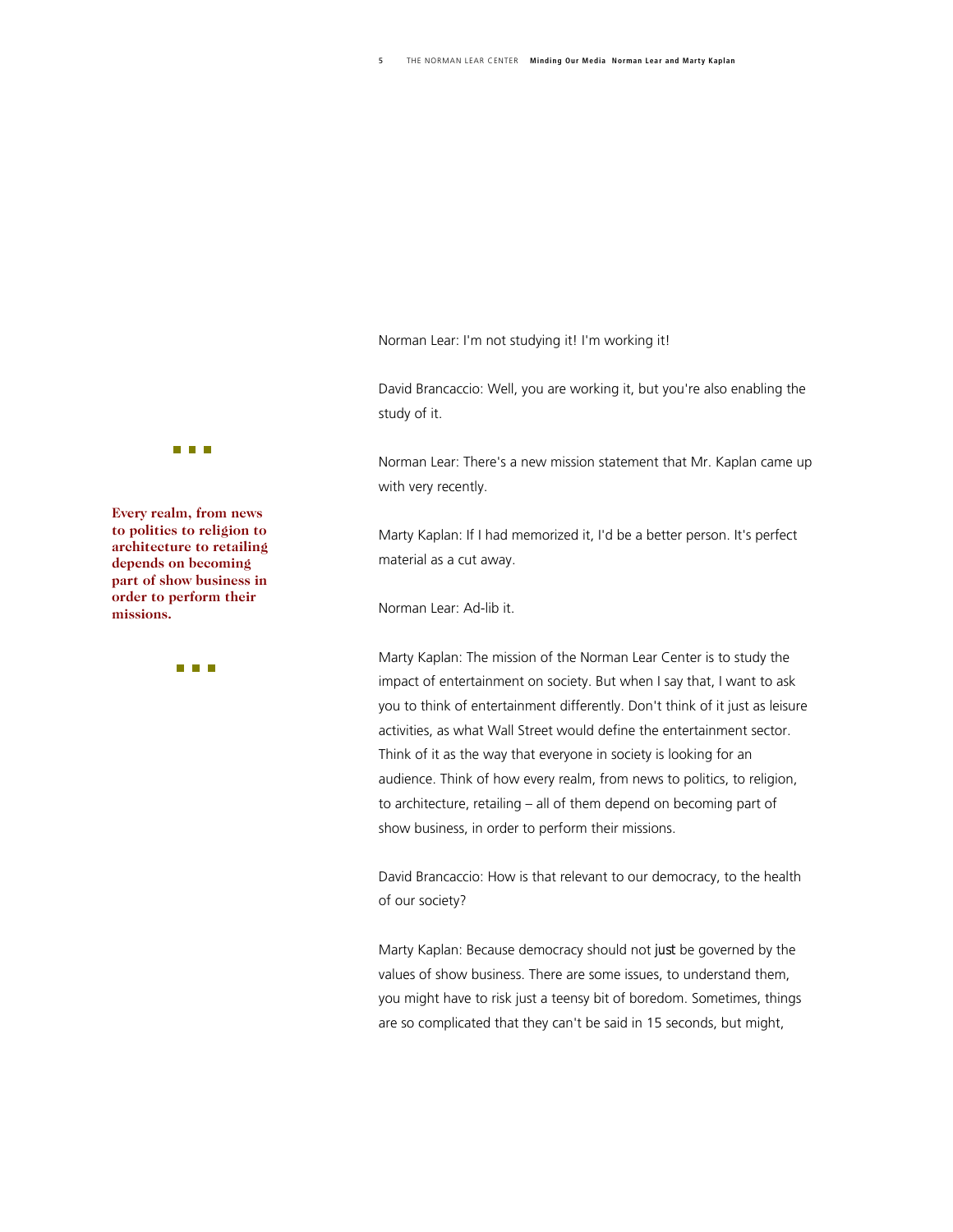Norman Lear: I'm not studying it! I'm working it!

David Brancaccio: Well, you are working it, but you're also enabling the study of it.

Norman Lear: There's a new mission statement that Mr. Kaplan came up with very recently.

**Every realm, from news to politics to religion to architecture to retailing depends on becoming part of show business in order to perform their missions.**

Marty Kaplan: If I had memorized it, I'd be a better person. It's perfect material as a cut away.

Norman Lear: Ad-lib it.

Marty Kaplan: The mission of the Norman Lear Center is to study the impact of entertainment on society. But when I say that, I want to ask you to think of entertainment differently. Don't think of it just as leisure activities, as what Wall Street would define the entertainment sector. Think of it as the way that everyone in society is looking for an audience. Think of how every realm, from news to politics, to religion, to architecture, retailing – all of them depend on becoming part of show business, in order to perform their missions.

David Brancaccio: How is that relevant to our democracy, to the health of our society?

Marty Kaplan: Because democracy should not *just* be governed by the values of show business. There are some issues, to understand them, you might have to risk just a teensy bit of boredom. Sometimes, things are so complicated that they can't be said in 15 seconds, but might,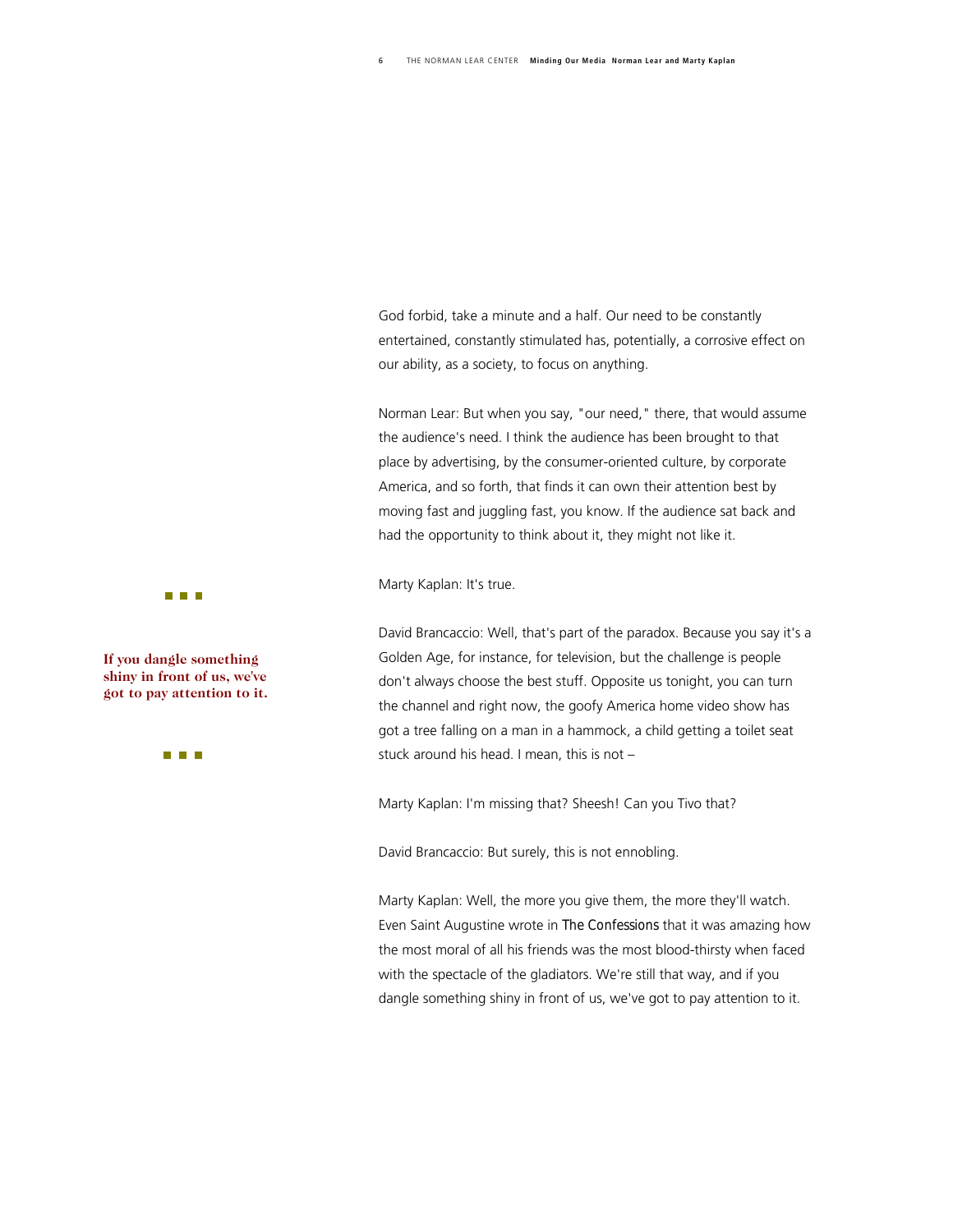God forbid, take a minute and a half. Our need to be constantly entertained, constantly stimulated has, potentially, a corrosive effect on our ability, as a society, to focus on anything.

Norman Lear: But when you say, "our need," there, that would assume the audience's need. I think the audience has been brought to that place by advertising, by the consumer-oriented culture, by corporate America, and so forth, that finds it can own their attention best by moving fast and juggling fast, you know. If the audience sat back and had the opportunity to think about it, they might not like it.

Marty Kaplan: It's true.

**If you dangle something shiny in front of us, we've got to pay attention to it.**

David Brancaccio: Well, that's part of the paradox. Because you say it's a Golden Age, for instance, for television, but the challenge is people don't always choose the best stuff. Opposite us tonight, you can turn the channel and right now, the goofy America home video show has got a tree falling on a man in a hammock, a child getting a toilet seat stuck around his head. I mean, this is not –

Marty Kaplan: I'm missing that? Sheesh! Can you Tivo that?

David Brancaccio: But surely, this is not ennobling.

Marty Kaplan: Well, the more you give them, the more they'll watch. Even Saint Augustine wrote in *The Confessions* that it was amazing how the most moral of all his friends was the most blood-thirsty when faced with the spectacle of the gladiators. We're still that way, and if you dangle something shiny in front of us, we've got to pay attention to it.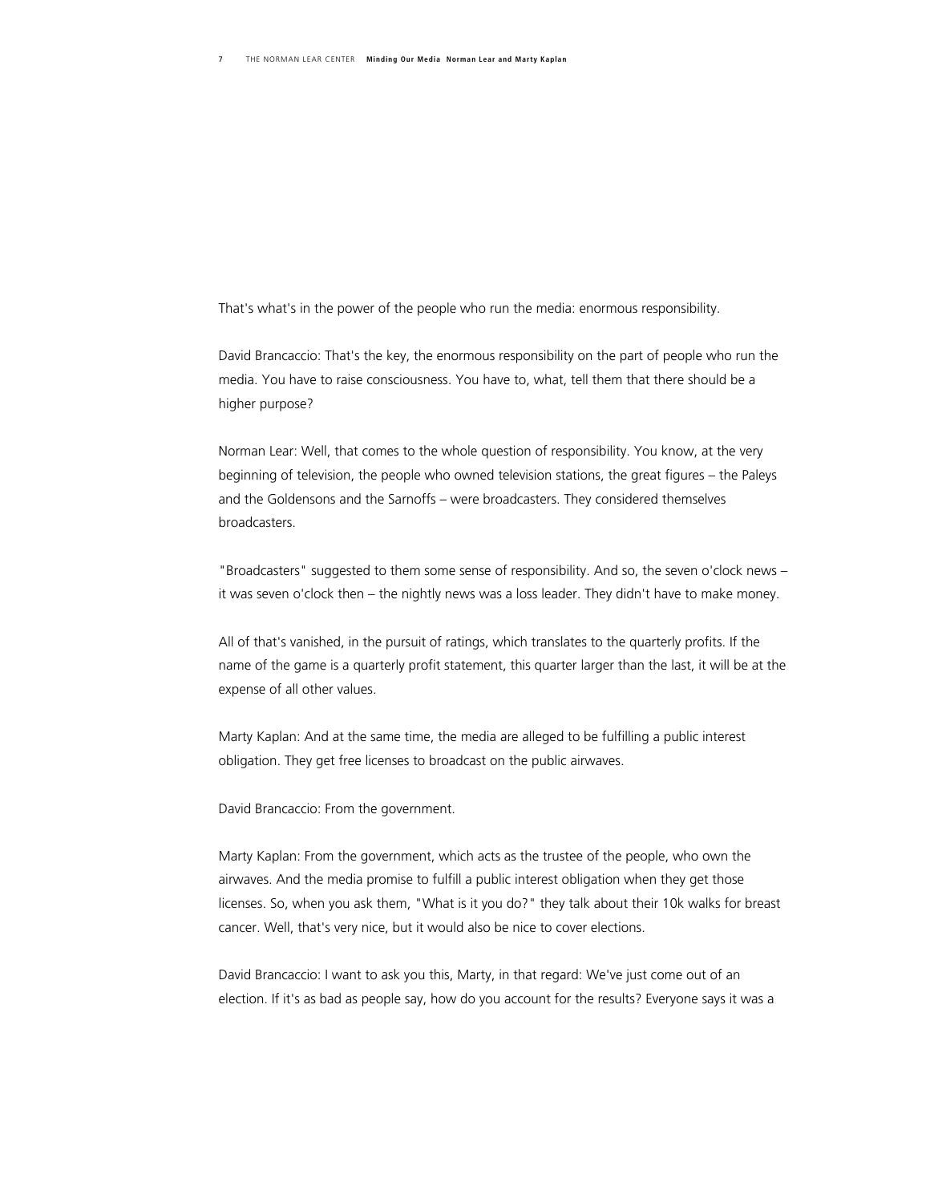That's what's in the power of the people who run the media: enormous responsibility.

David Brancaccio: That's the key, the enormous responsibility on the part of people who run the media. You have to raise consciousness. You have to, what, tell them that there should be a higher purpose?

Norman Lear: Well, that comes to the whole question of responsibility. You know, at the very beginning of television, the people who owned television stations, the great figures – the Paleys and the Goldensons and the Sarnoffs – were broadcasters. They considered themselves broadcasters.

"Broadcasters" suggested to them some sense of responsibility. And so, the seven o'clock news – it was seven o'clock then – the nightly news was a loss leader. They didn't have to make money.

All of that's vanished, in the pursuit of ratings, which translates to the quarterly profits. If the name of the game is a quarterly profit statement, this quarter larger than the last, it will be at the expense of all other values.

Marty Kaplan: And at the same time, the media are alleged to be fulfilling a public interest obligation. They get free licenses to broadcast on the public airwaves.

David Brancaccio: From the government.

Marty Kaplan: From the government, which acts as the trustee of the people, who own the airwaves. And the media promise to fulfill a public interest obligation when they get those licenses. So, when you ask them, "What is it you do?" they talk about their 10k walks for breast cancer. Well, that's very nice, but it would also be nice to cover elections.

David Brancaccio: I want to ask you this, Marty, in that regard: We've just come out of an election. If it's as bad as people say, how do you account for the results? Everyone says it was a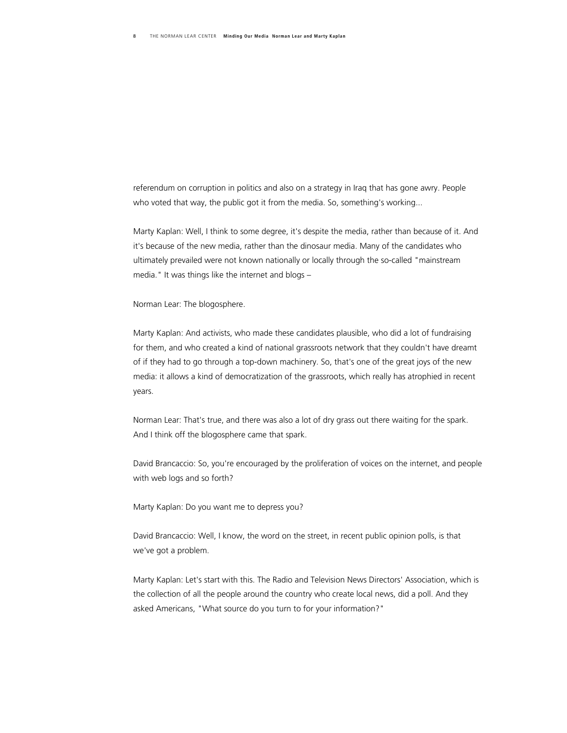referendum on corruption in politics and also on a strategy in Iraq that has gone awry. People who voted that way, the public got it from the media. So, something's working...

Marty Kaplan: Well, I think to some degree, it's despite the media, rather than because of it. And it's because of the new media, rather than the dinosaur media. Many of the candidates who ultimately prevailed were not known nationally or locally through the so-called "mainstream media." It was things like the internet and blogs –

Norman Lear: The blogosphere.

Marty Kaplan: And activists, who made these candidates plausible, who did a lot of fundraising for them, and who created a kind of national grassroots network that they couldn't have dreamt of if they had to go through a top-down machinery. So, that's one of the great joys of the new media: it allows a kind of democratization of the grassroots, which really has atrophied in recent years.

Norman Lear: That's true, and there was also a lot of dry grass out there waiting for the spark. And I think off the blogosphere came that spark.

David Brancaccio: So, you're encouraged by the proliferation of voices on the internet, and people with web logs and so forth?

Marty Kaplan: Do you want me to depress you?

David Brancaccio: Well, I know, the word on the street, in recent public opinion polls, is that we've got a problem.

Marty Kaplan: Let's start with this. The Radio and Television News Directors' Association, which is the collection of all the people around the country who create local news, did a poll. And they asked Americans, "What source do you turn to for your information?"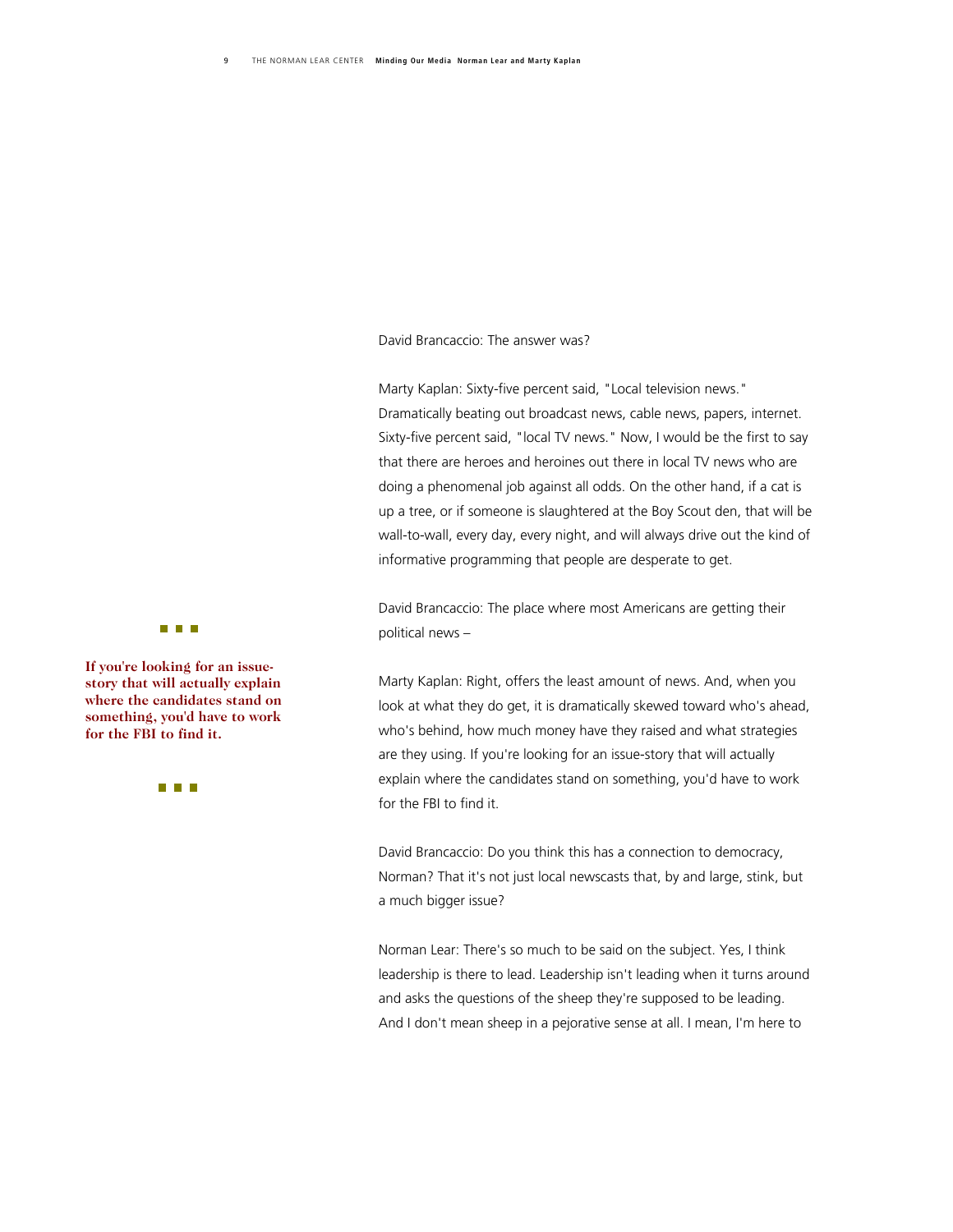David Brancaccio: The answer was?

Marty Kaplan: Sixty-five percent said, "Local television news." Dramatically beating out broadcast news, cable news, papers, internet. Sixty-five percent said, "local TV news." Now, I would be the first to say that there are heroes and heroines out there in local TV news who are doing a phenomenal job against all odds. On the other hand, if a cat is up a tree, or if someone is slaughtered at the Boy Scout den, that will be wall-to-wall, every day, every night, and will always drive out the kind of informative programming that people are desperate to get.

David Brancaccio: The place where most Americans are getting their political news –

> **If you're looking for an issue-story that will actually explain where the candidates stand on something, you'd have to work for the FBI to find it.**

Marty Kaplan: Right, offers the least amount of news. And, when you look at what they do get, it is dramatically skewed toward who's ahead, who's behind, how much money have they raised and what strategies are they using. If you're looking for an issue-story that will actually explain where the candidates stand on something, you'd have to work for the FBI to find it.

David Brancaccio: Do you think this has a connection to democracy, Norman? That it's not just local newscasts that, by and large, stink, but a much bigger issue?

Norman Lear: There's so much to be said on the subject. Yes, I think leadership is there to lead. Leadership isn't leading when it turns around and asks the questions of the sheep they're supposed to be leading. And I don't mean sheep in a pejorative sense at all. I mean, I'm here to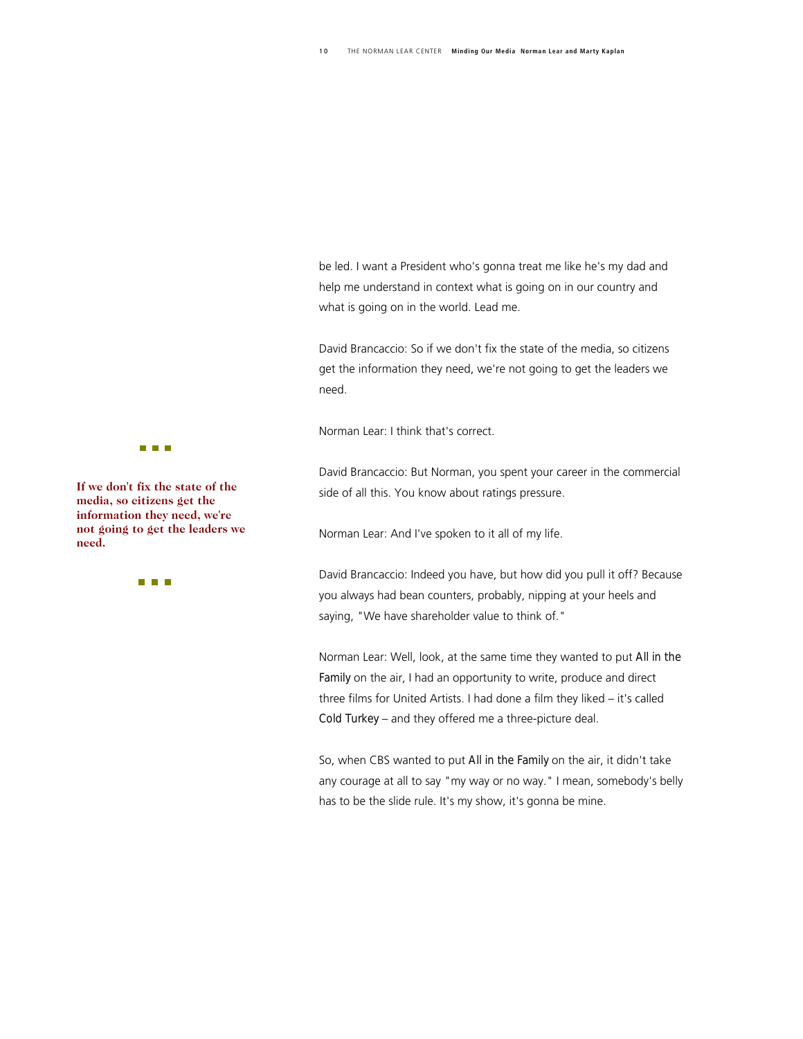be led. I want a President who's gonna treat me like he's my dad and help me understand in context what is going on in our country and what is going on in the world. Lead me.

David Brancaccio: So if we don't fix the state of the media, so citizens get the information they need, we're not going to get the leaders we need.

Norman Lear: I think that's correct.

**If we don't fix the state of the media, so citizens get the information they need, we're not going to get the leaders we need.**

David Brancaccio: But Norman, you spent your career in the commercial side of all this. You know about ratings pressure.

Norman Lear: And I've spoken to it all of my life.

David Brancaccio: Indeed you have, but how did you pull it off? Because you always had bean counters, probably, nipping at your heels and saying, "We have shareholder value to think of."

Norman Lear: Well, look, at the same time they wanted to put *All in the Family* on the air, I had an opportunity to write, produce and direct three films for United Artists. I had done a film they liked – it's called *Cold Turkey* – and they offered me a three-picture deal.

So, when CBS wanted to put *All in the Family* on the air, it didn't take any courage at all to say "my way or no way." I mean, somebody's belly has to be the slide rule. It's my show, it's gonna be mine.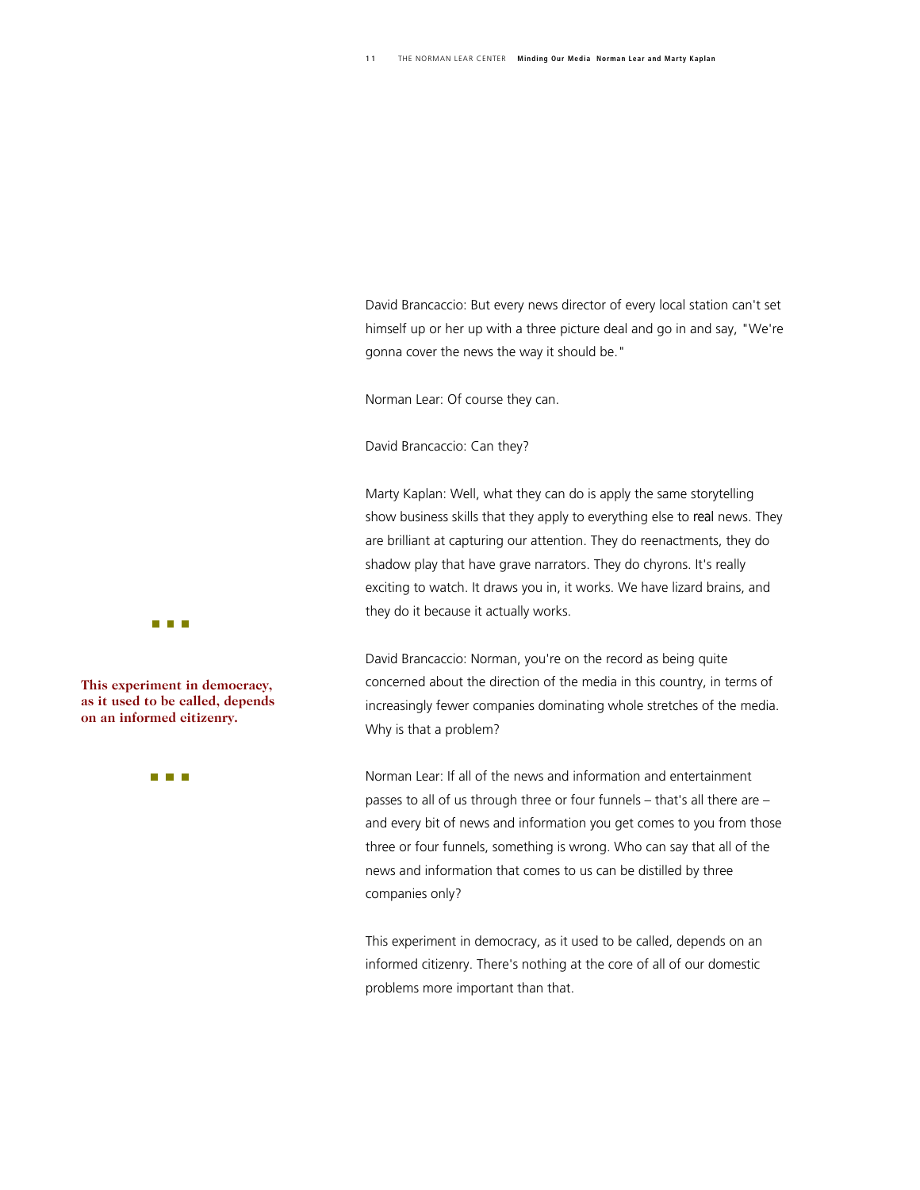David Brancaccio: But every news director of every local station can't set himself up or her up with a three picture deal and go in and say, "We're gonna cover the news the way it should be."

Norman Lear: Of course they can.

David Brancaccio: Can they?

Marty Kaplan: Well, what they can do is apply the same storytelling show business skills that they apply to everything else to *real* news. They are brilliant at capturing our attention. They do reenactments, they do shadow play that have grave narrators. They do chyrons. It's really exciting to watch. It draws you in, it works. We have lizard brains, and they do it because it actually works.

**This experiment in democracy, as it used to be called, depends on an informed citizenry.**

David Brancaccio: Norman, you're on the record as being quite concerned about the direction of the media in this country, in terms of increasingly fewer companies dominating whole stretches of the media. Why is that a problem?

Norman Lear: If all of the news and information and entertainment passes to all of us through three or four funnels – that's all there are – and every bit of news and information you get comes to you from those three or four funnels, something is wrong. Who can say that all of the news and information that comes to us can be distilled by three companies only?

This experiment in democracy, as it used to be called, depends on an informed citizenry. There's nothing at the core of all of our domestic problems more important than that.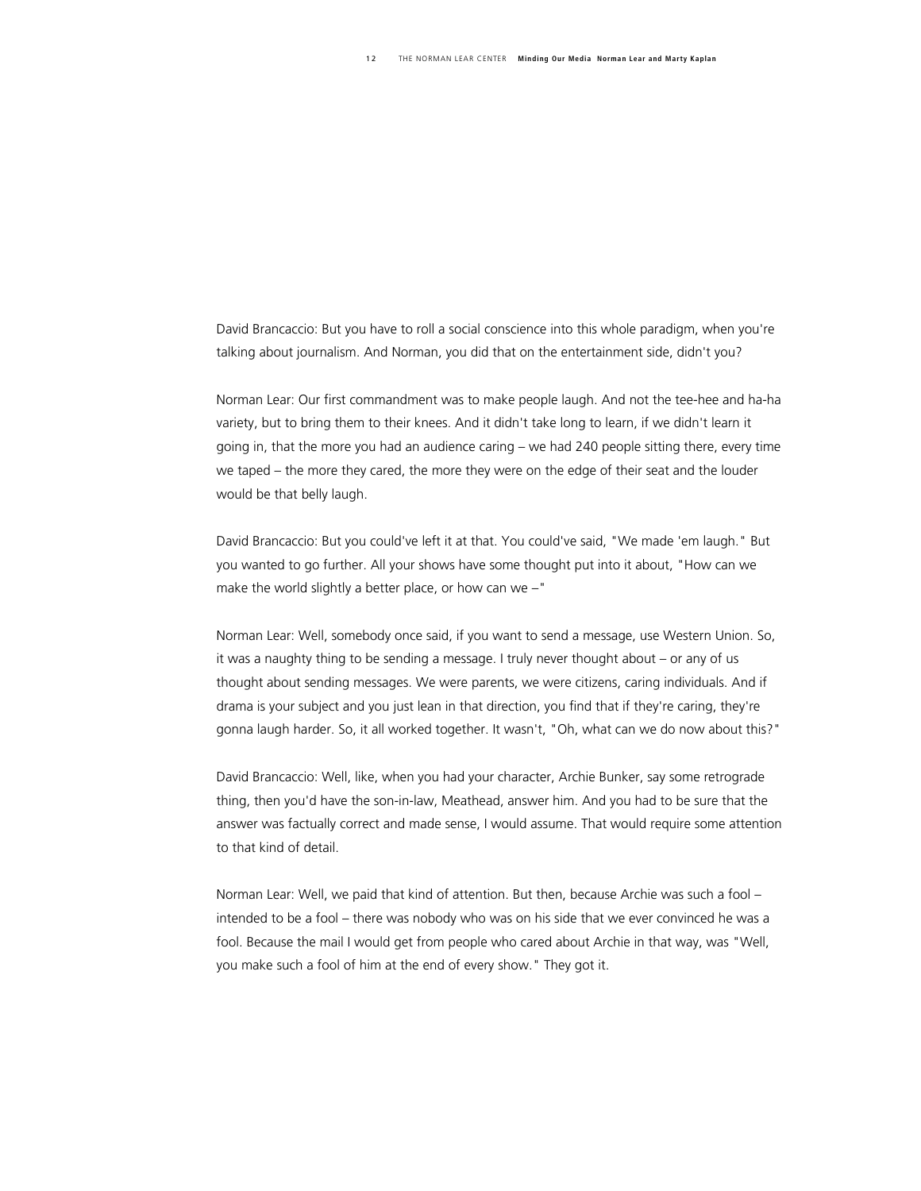David Brancaccio: But you have to roll a social conscience into this whole paradigm, when you're talking about journalism. And Norman, you did that on the entertainment side, didn't you?

Norman Lear: Our first commandment was to make people laugh. And not the tee-hee and ha-ha variety, but to bring them to their knees. And it didn't take long to learn, if we didn't learn it going in, that the more you had an audience caring – we had 240 people sitting there, every time we taped – the more they cared, the more they were on the edge of their seat and the louder would be that belly laugh.

David Brancaccio: But you could've left it at that. You could've said, "We made 'em laugh." But you wanted to go further. All your shows have some thought put into it about, "How can we make the world slightly a better place, or how can we –"

Norman Lear: Well, somebody once said, if you want to send a message, use Western Union. So, it was a naughty thing to be sending a message. I truly never thought about – or any of us thought about sending messages. We were parents, we were citizens, caring individuals. And if drama is your subject and you just lean in that direction, you find that if they're caring, they're gonna laugh harder. So, it all worked together. It wasn't, "Oh, what can we do now about this?"

David Brancaccio: Well, like, when you had your character, Archie Bunker, say some retrograde thing, then you'd have the son-in-law, Meathead, answer him. And you had to be sure that the answer was factually correct and made sense, I would assume. That would require some attention to that kind of detail.

Norman Lear: Well, we paid that kind of attention. But then, because Archie was such a fool – intended to be a fool – there was nobody who was on his side that we ever convinced he was a fool. Because the mail I would get from people who cared about Archie in that way, was "Well, you make such a fool of him at the end of every show." They got it.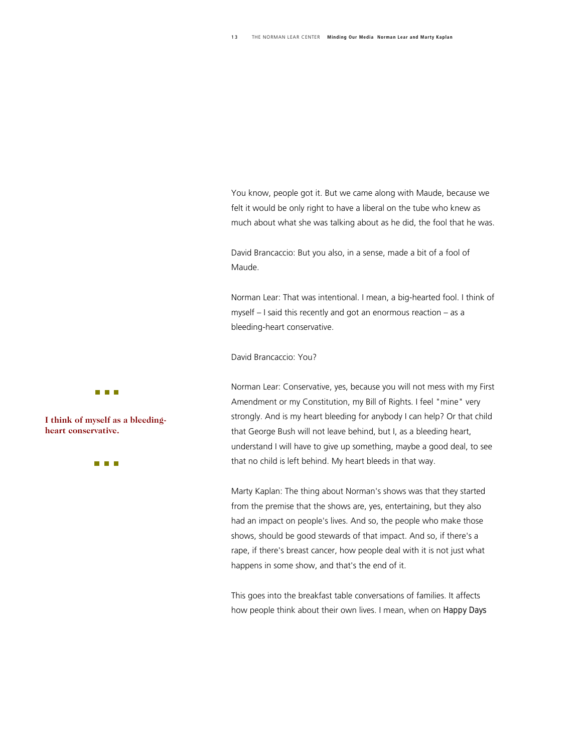You know, people got it. But we came along with Maude, because we felt it would be only right to have a liberal on the tube who knew as much about what she was talking about as he did, the fool that he was.

David Brancaccio: But you also, in a sense, made a bit of a fool of Maude.

Norman Lear: That was intentional. I mean, a big-hearted fool. I think of myself – I said this recently and got an enormous reaction – as a bleeding-heart conservative.

David Brancaccio: You?

**I think of myself as a bleeding-heart conservative.**

Norman Lear: Conservative, yes, because you will not mess with my First Amendment or my Constitution, my Bill of Rights. I feel "mine" very strongly. And is my heart bleeding for anybody I can help? Or that child that George Bush will not leave behind, but I, as a bleeding heart, understand I will have to give up something, maybe a good deal, to see that no child is left behind. My heart bleeds in that way.

Marty Kaplan: The thing about Norman's shows was that they started from the premise that the shows are, yes, entertaining, but they also had an impact on people's lives. And so, the people who make those shows, should be good stewards of that impact. And so, if there's a rape, if there's breast cancer, how people deal with it is not just what happens in some show, and that's the end of it.

This goes into the breakfast table conversations of families. It affects how people think about their own lives. I mean, when on Happy Days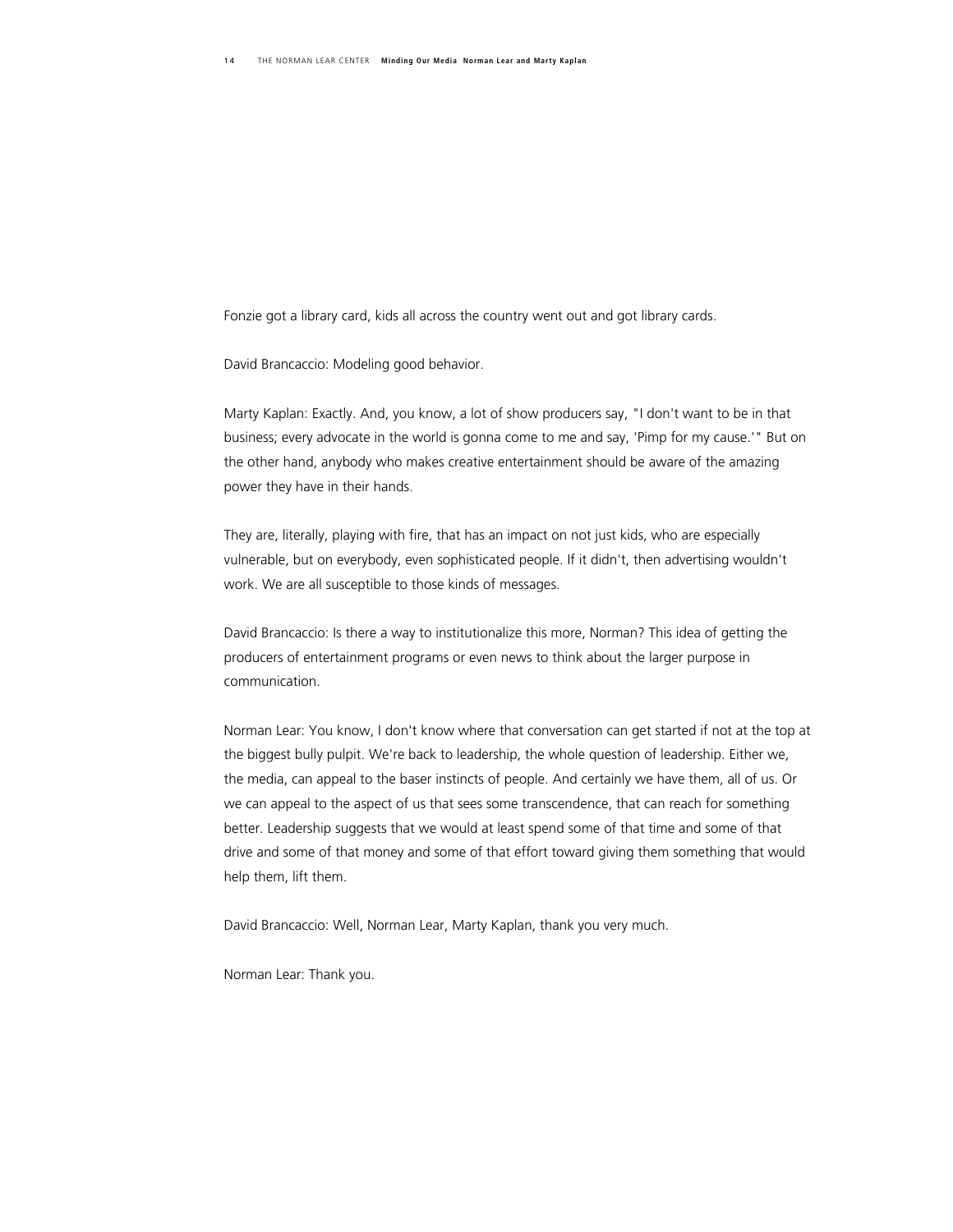Fonzie got a library card, kids all across the country went out and got library cards.

David Brancaccio: Modeling good behavior.

Marty Kaplan: Exactly. And, you know, a lot of show producers say, "I don't want to be in that business; every advocate in the world is gonna come to me and say, 'Pimp for my cause.'" But on the other hand, anybody who makes creative entertainment should be aware of the amazing power they have in their hands.

They are, literally, playing with fire, that has an impact on not just kids, who are especially vulnerable, but on everybody, even sophisticated people. If it didn't, then advertising wouldn't work. We are all susceptible to those kinds of messages.

David Brancaccio: Is there a way to institutionalize this more, Norman? This idea of getting the producers of entertainment programs or even news to think about the larger purpose in communication.

Norman Lear: You know, I don't know where that conversation can get started if not at the top at the biggest bully pulpit. We're back to leadership, the whole question of leadership. Either we, the media, can appeal to the baser instincts of people. And certainly we have them, all of us. Or we can appeal to the aspect of us that sees some transcendence, that can reach for something better. Leadership suggests that we would at least spend some of that time and some of that drive and some of that money and some of that effort toward giving them something that would help them, lift them.

David Brancaccio: Well, Norman Lear, Marty Kaplan, thank you very much.

Norman Lear: Thank you.